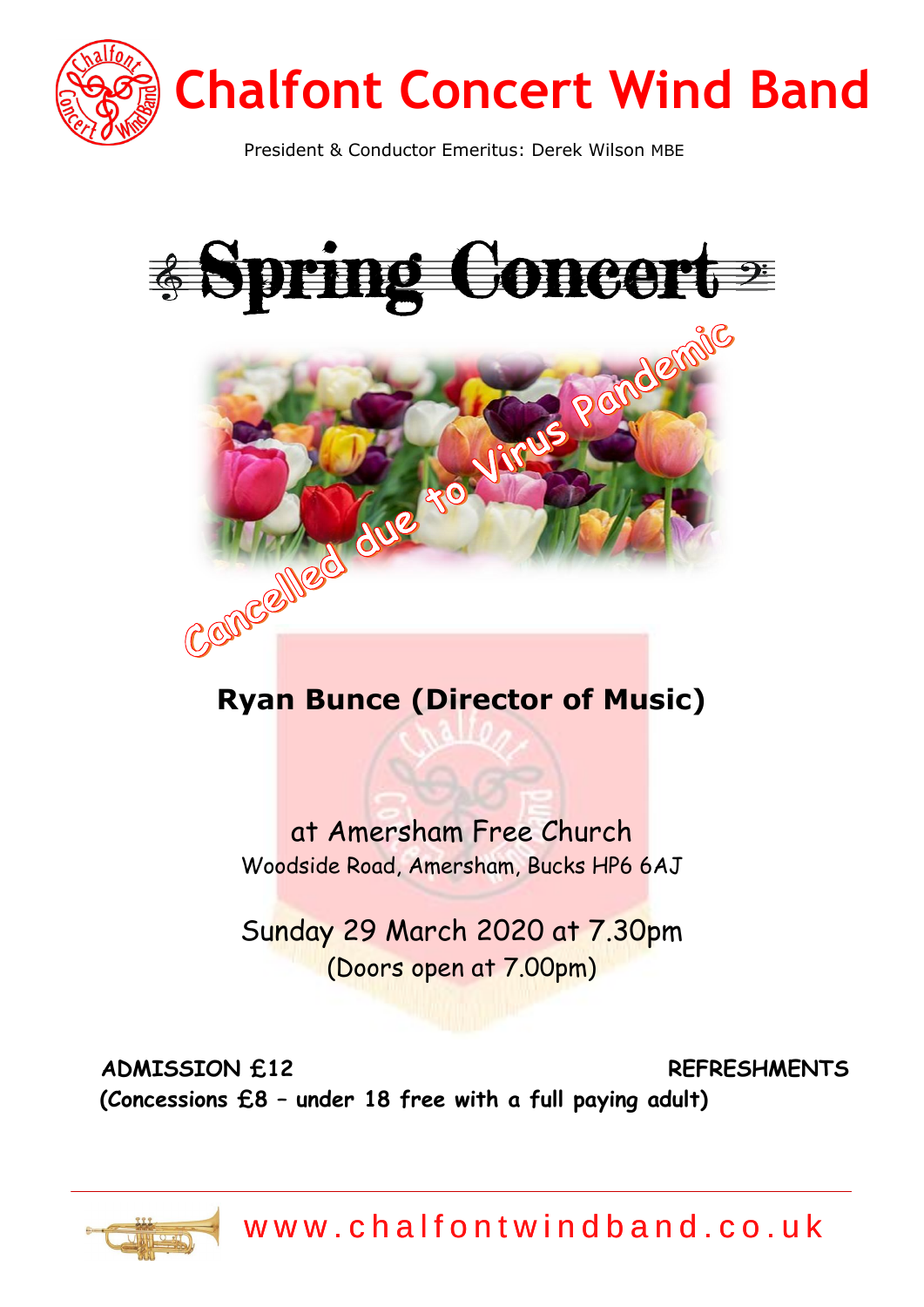# Chalfont Concert Wind Band

President & Conductor Emeritus: Derek Wilson MBE

## Spring Concert

Cancelled due to Virus Pandemic

**Ryan Bunce (Director of Music)**

at Amersham Free Church

Woodside Road, Amersham, Bucks HP6 6AJ

Sunday 29 March 2020 at 7.30pm

(Doors open at 7.00pm)

**ADMISSION £12**

**(Concessions £8 – under 18 free with a full paying adult)**

**REFRESHMENTS**

www.chalfontwindband.co.uk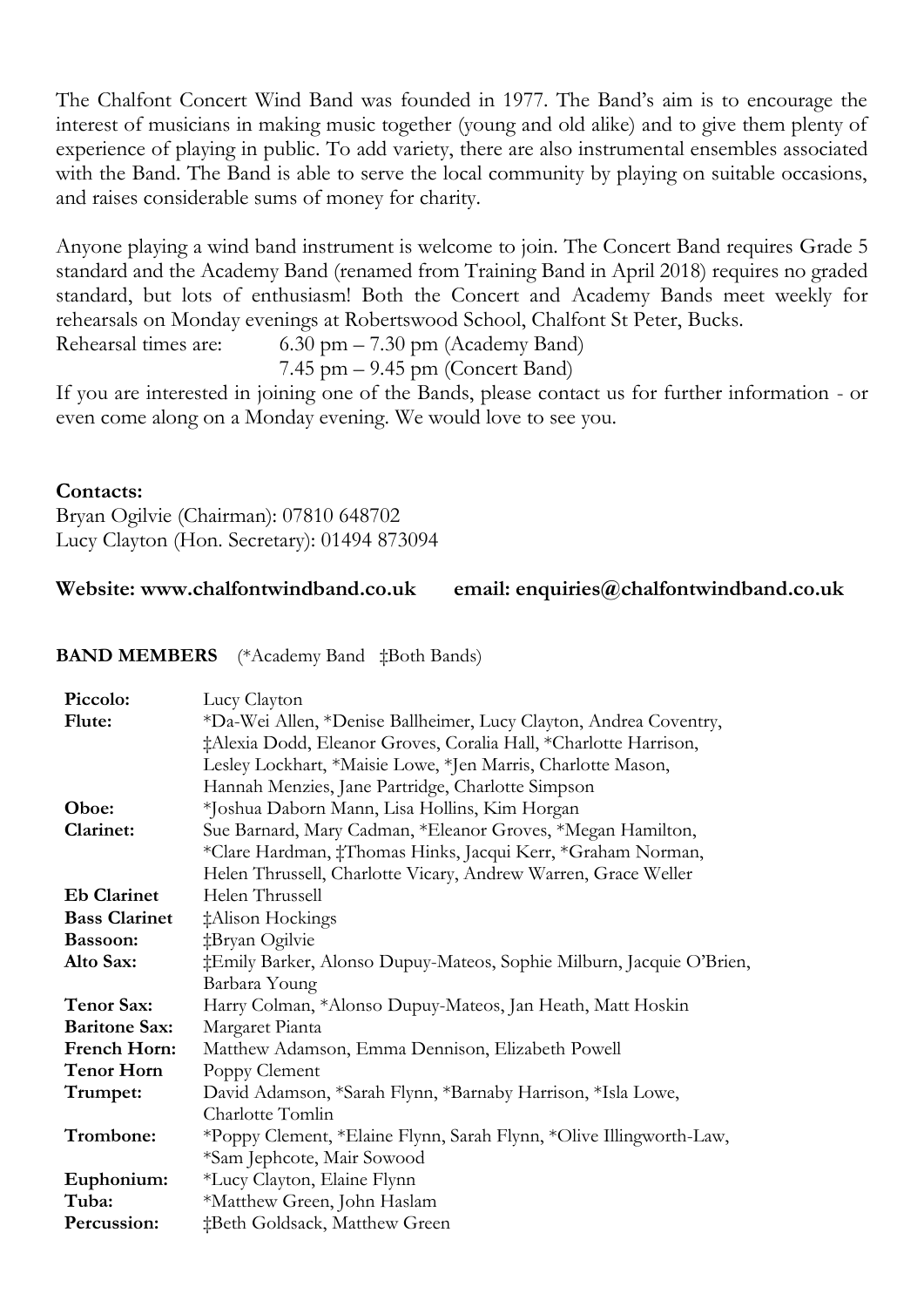The Chalfont Concert Wind Band was founded in 1977. The Band's aim is to encourage the interest of musicians in making music together (young and old alike) and to give them plenty of experience of playing in public. To add variety, there are also instrumental ensembles associated with the Band. The Band is able to serve the local community by playing on suitable occasions, and raises considerable sums of money for charity.

Anyone playing a wind band instrument is welcome to join. The Concert Band requires Grade 5 standard and the Academy Band (renamed from Training Band in April 2018) requires no graded standard, but lots of enthusiasm! Both the Concert and Academy Bands meet weekly for rehearsals on Monday evenings at Robertswood School, Chalfont St Peter, Bucks.

Rehearsal times are: 6.30 pm – 7.30 pm (Academy Band)
7.45 pm – 9.45 pm (Concert Band)

If you are interested in joining one of the Bands, please contact us for further information - or even come along on a Monday evening. We would love to see you.

**Contacts:**
Bryan Ogilvie (Chairman): 07810 648702
Lucy Clayton (Hon. Secretary): 01494 873094

**Website: www.chalfontwindband.co.uk** **email: enquiries@chalfontwindband.co.uk**

**BAND MEMBERS** (*Academy Band ‡Both Bands)

| | |
|---|---|
| **Piccolo:** | Lucy Clayton |
| **Flute:** | *Da-Wei Allen, *Denise Ballheimer, Lucy Clayton, Andrea Coventry, ‡Alexia Dodd, Eleanor Groves, Coralia Hall, *Charlotte Harrison, Lesley Lockhart, *Maisie Lowe, *Jen Marris, Charlotte Mason, Hannah Menzies, Jane Partridge, Charlotte Simpson |
| **Oboe:** | *Joshua Daborn Mann, Lisa Hollins, Kim Horgan |
| **Clarinet:** | Sue Barnard, Mary Cadman, *Eleanor Groves, *Megan Hamilton, *Clare Hardman, ‡Thomas Hinks, Jacqui Kerr, *Graham Norman, Helen Thrussell, Charlotte Vicary, Andrew Warren, Grace Weller |
| **Eb Clarinet** | Helen Thrussell |
| **Bass Clarinet** | ‡Alison Hockings |
| **Bassoon:** | ‡Bryan Ogilvie |
| **Alto Sax:** | ‡Emily Barker, Alonso Dupuy-Mateos, Sophie Milburn, Jacquie O'Brien, Barbara Young |
| **Tenor Sax:** | Harry Colman, *Alonso Dupuy-Mateos, Jan Heath, Matt Hoskin |
| **Baritone Sax:** | Margaret Pianta |
| **French Horn:** | Matthew Adamson, Emma Dennison, Elizabeth Powell |
| **Tenor Horn** | Poppy Clement |
| **Trumpet:** | David Adamson, *Sarah Flynn, *Barnaby Harrison, *Isla Lowe, Charlotte Tomlin |
| **Trombone:** | *Poppy Clement, *Elaine Flynn, Sarah Flynn, *Olive Illingworth-Law, *Sam Jephcote, Mair Sowood |
| **Euphonium:** | *Lucy Clayton, Elaine Flynn |
| **Tuba:** | *Matthew Green, John Haslam |
| **Percussion:** | ‡Beth Goldsack, Matthew Green |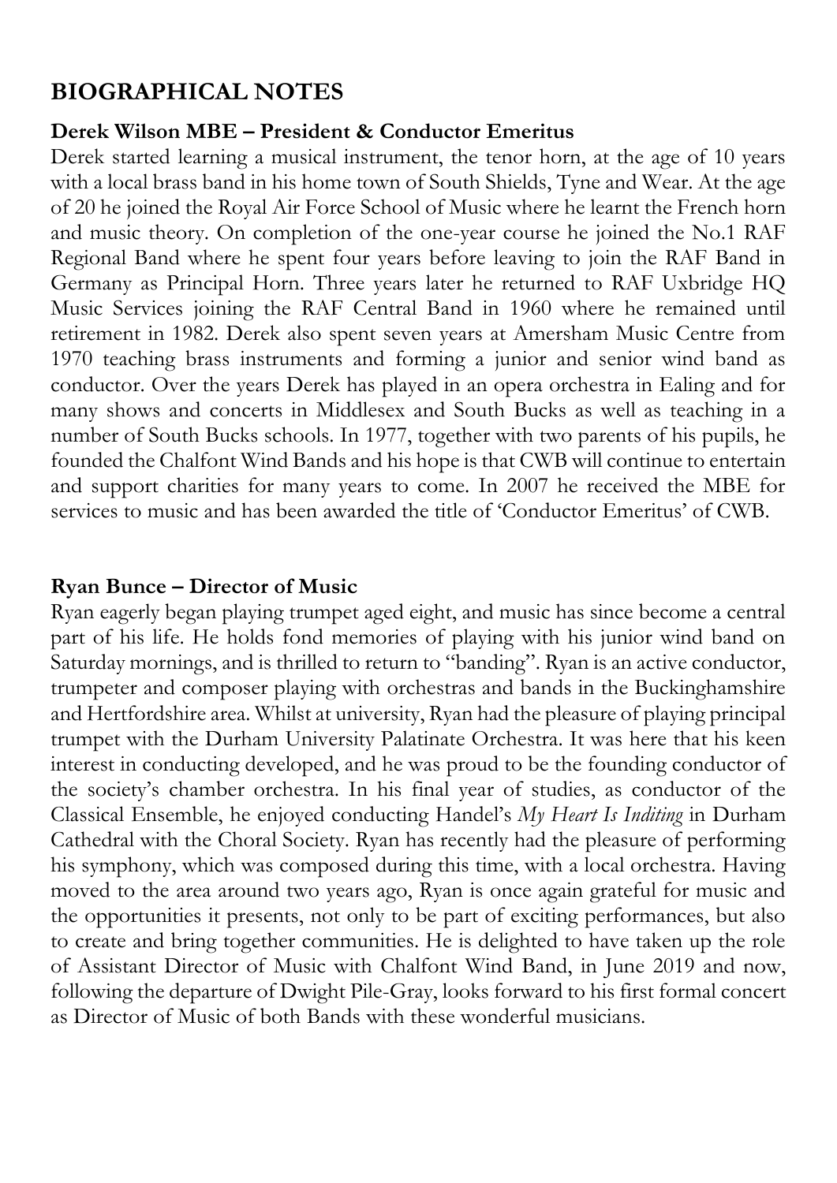## BIOGRAPHICAL NOTES

**Derek Wilson MBE – President & Conductor Emeritus**

Derek started learning a musical instrument, the tenor horn, at the age of 10 years with a local brass band in his home town of South Shields, Tyne and Wear. At the age of 20 he joined the Royal Air Force School of Music where he learnt the French horn and music theory. On completion of the one-year course he joined the No.1 RAF Regional Band where he spent four years before leaving to join the RAF Band in Germany as Principal Horn. Three years later he returned to RAF Uxbridge HQ Music Services joining the RAF Central Band in 1960 where he remained until retirement in 1982. Derek also spent seven years at Amersham Music Centre from 1970 teaching brass instruments and forming a junior and senior wind band as conductor. Over the years Derek has played in an opera orchestra in Ealing and for many shows and concerts in Middlesex and South Bucks as well as teaching in a number of South Bucks schools. In 1977, together with two parents of his pupils, he founded the Chalfont Wind Bands and his hope is that CWB will continue to entertain and support charities for many years to come. In 2007 he received the MBE for services to music and has been awarded the title of 'Conductor Emeritus' of CWB.

**Ryan Bunce – Director of Music**

Ryan eagerly began playing trumpet aged eight, and music has since become a central part of his life. He holds fond memories of playing with his junior wind band on Saturday mornings, and is thrilled to return to "banding". Ryan is an active conductor, trumpeter and composer playing with orchestras and bands in the Buckinghamshire and Hertfordshire area. Whilst at university, Ryan had the pleasure of playing principal trumpet with the Durham University Palatinate Orchestra. It was here that his keen interest in conducting developed, and he was proud to be the founding conductor of the society's chamber orchestra. In his final year of studies, as conductor of the Classical Ensemble, he enjoyed conducting Handel's *My Heart Is Inditing* in Durham Cathedral with the Choral Society. Ryan has recently had the pleasure of performing his symphony, which was composed during this time, with a local orchestra. Having moved to the area around two years ago, Ryan is once again grateful for music and the opportunities it presents, not only to be part of exciting performances, but also to create and bring together communities. He is delighted to have taken up the role of Assistant Director of Music with Chalfont Wind Band, in June 2019 and now, following the departure of Dwight Pile-Gray, looks forward to his first formal concert as Director of Music of both Bands with these wonderful musicians.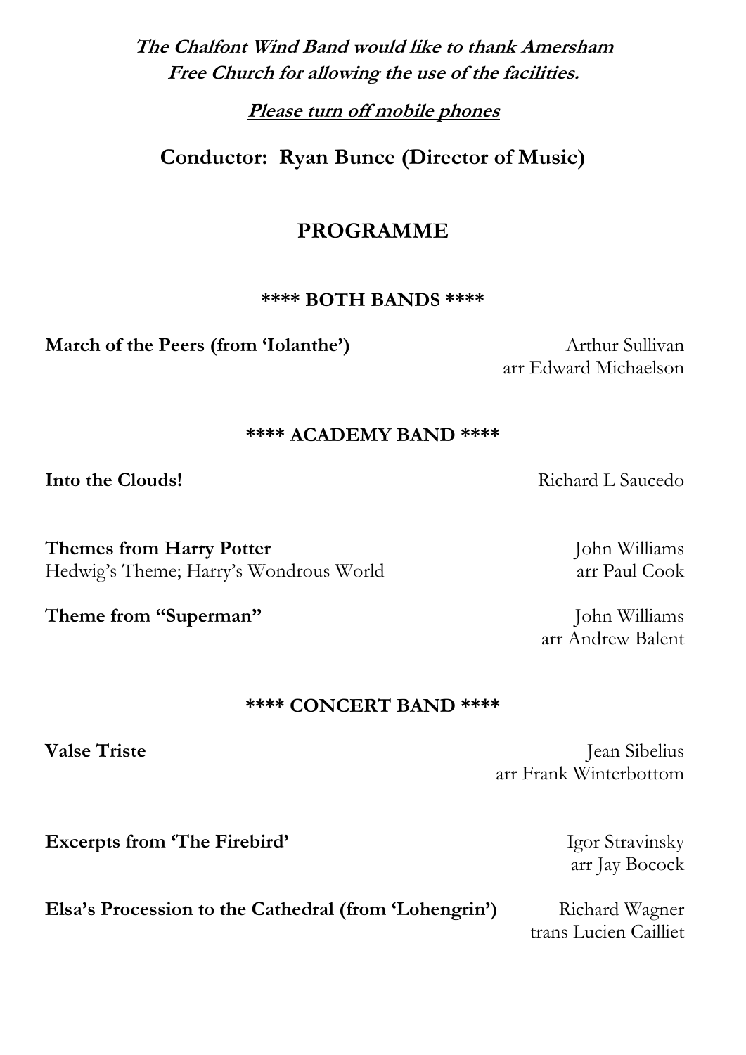***The Chalfont Wind Band would like to thank Amersham Free Church for allowing the use of the facilities.***

***Please turn off mobile phones***

**Conductor: Ryan Bunce (Director of Music)**

## PROGRAMME

**\*\*\*\* BOTH BANDS \*\*\*\***

**March of the Peers (from 'Iolanthe')** — Arthur Sullivan, arr Edward Michaelson

**\*\*\*\* ACADEMY BAND \*\*\*\***

**Into the Clouds!** — Richard L Saucedo

**Themes from Harry Potter** — John Williams, arr Paul Cook
Hedwig's Theme; Harry's Wondrous World

**Theme from "Superman"** — John Williams, arr Andrew Balent

**\*\*\*\* CONCERT BAND \*\*\*\***

**Valse Triste** — Jean Sibelius, arr Frank Winterbottom

**Excerpts from 'The Firebird'** — Igor Stravinsky, arr Jay Bocock

**Elsa's Procession to the Cathedral (from 'Lohengrin')** — Richard Wagner, trans Lucien Cailliet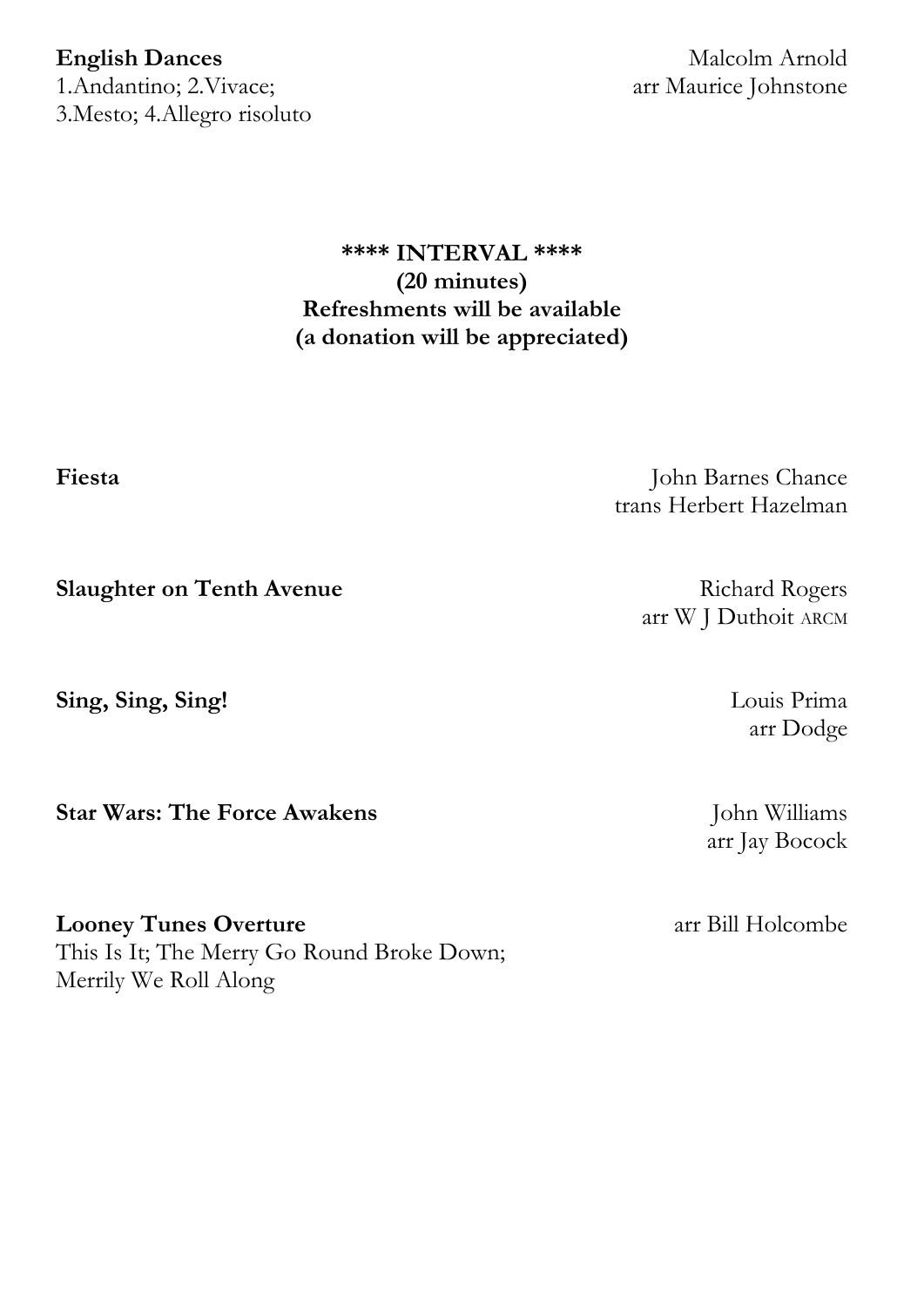**English Dances**
1.Andantino; 2.Vivace;
3.Mesto; 4.Allegro risoluto

Malcolm Arnold
arr Maurice Johnstone

**\*\*\*\* INTERVAL \*\*\*\***
**(20 minutes)**
**Refreshments will be available**
**(a donation will be appreciated)**

**Fiesta**

John Barnes Chance
trans Herbert Hazelman

**Slaughter on Tenth Avenue**

Richard Rogers
arr W J Duthoit ARCM

**Sing, Sing, Sing!**

Louis Prima
arr Dodge

**Star Wars: The Force Awakens**

John Williams
arr Jay Bocock

**Looney Tunes Overture**
This Is It; The Merry Go Round Broke Down;
Merrily We Roll Along

arr Bill Holcombe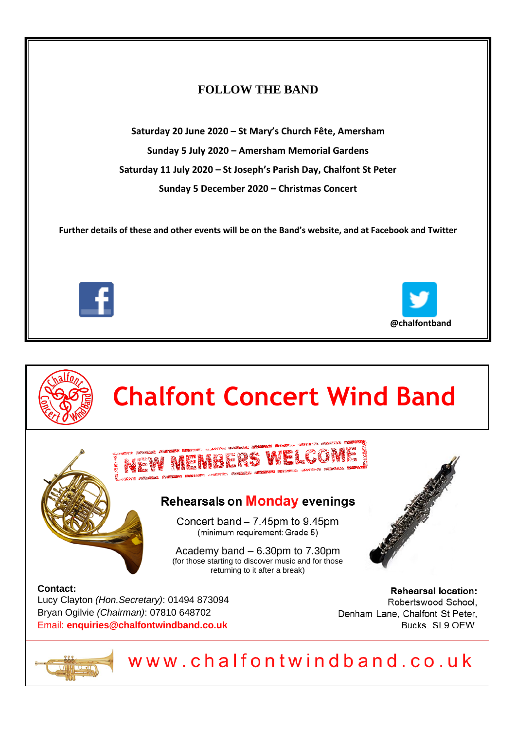## FOLLOW THE BAND

**Saturday 20 June 2020 – St Mary's Church Fête, Amersham**

**Sunday 5 July 2020 – Amersham Memorial Gardens**

**Saturday 11 July 2020 – St Joseph's Parish Day, Chalfont St Peter**

**Sunday 5 December 2020 – Christmas Concert**

**Further details of these and other events will be on the Band's website, and at Facebook and Twitter**

**@chalfontband**

# Chalfont Concert Wind Band

NEW MEMBERS WELCOME

### Rehearsals on Monday evenings

Concert band – 7.45pm to 9.45pm
(minimum requirement: Grade 5)

Academy band – 6.30pm to 7.30pm
(for those starting to discover music and for those returning to it after a break)

**Contact:**
Lucy Clayton *(Hon.Secretary)*: 01494 873094
Bryan Ogilvie *(Chairman)*: 07810 648702
Email: **enquiries@chalfontwindband.co.uk**

**Rehearsal location:**
Robertswood School,
Denham Lane, Chalfont St Peter,
Bucks. SL9 OEW

www.chalfontwindband.co.uk